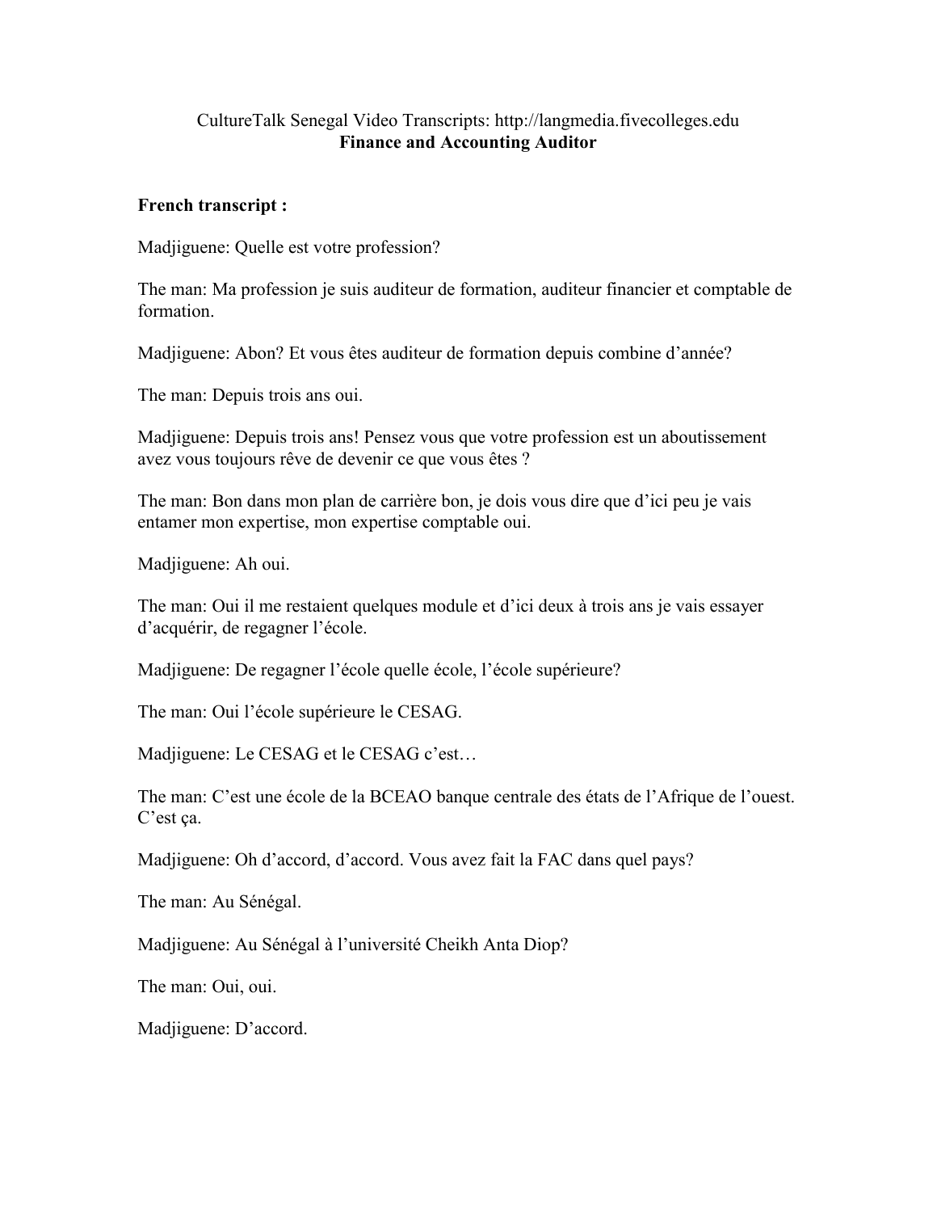CultureTalk Senegal Video Transcripts: http://langmedia.fivecolleges.edu

**Finance and Accounting Auditor**

**French transcript :**

Madjiguene: Quelle est votre profession?

The man: Ma profession je suis auditeur de formation, auditeur financier et comptable de formation.

Madjiguene: Abon? Et vous êtes auditeur de formation depuis combine d'année?

The man: Depuis trois ans oui.

Madjiguene: Depuis trois ans! Pensez vous que votre profession est un aboutissement avez vous toujours rêve de devenir ce que vous êtes ?

The man: Bon dans mon plan de carrière bon, je dois vous dire que d'ici peu je vais entamer mon expertise, mon expertise comptable oui.

Madjiguene: Ah oui.

The man: Oui il me restaient quelques module et d'ici deux à trois ans je vais essayer d'acquérir, de regagner l'école.

Madjiguene: De regagner l'école quelle école, l'école supérieure?

The man: Oui l'école supérieure le CESAG.

Madjiguene: Le CESAG et le CESAG c'est…

The man: C'est une école de la BCEAO banque centrale des états de l'Afrique de l'ouest. C'est ça.

Madjiguene: Oh d'accord, d'accord. Vous avez fait la FAC dans quel pays?

The man: Au Sénégal.

Madjiguene: Au Sénégal à l'université Cheikh Anta Diop?

The man: Oui, oui.

Madjiguene: D'accord.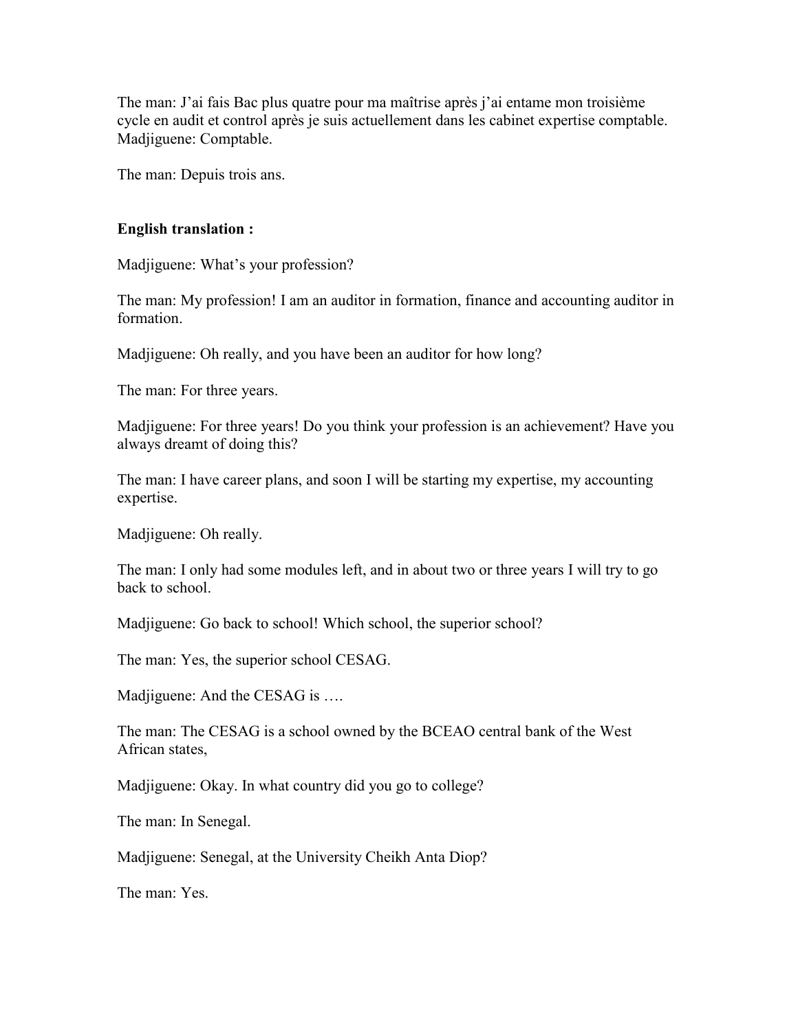The man: J'ai fais Bac plus quatre pour ma maîtrise après j'ai entame mon troisième cycle en audit et control après je suis actuellement dans les cabinet expertise comptable.
Madjiguene: Comptable.

The man: Depuis trois ans.

**English translation :**

Madjiguene: What's your profession?

The man: My profession! I am an auditor in formation, finance and accounting auditor in formation.

Madjiguene: Oh really, and you have been an auditor for how long?

The man: For three years.

Madjiguene: For three years! Do you think your profession is an achievement? Have you always dreamt of doing this?

The man: I have career plans, and soon I will be starting my expertise, my accounting expertise.

Madjiguene: Oh really.

The man: I only had some modules left, and in about two or three years I will try to go back to school.

Madjiguene: Go back to school! Which school, the superior school?

The man: Yes, the superior school CESAG.

Madjiguene: And the CESAG is ….

The man: The CESAG is a school owned by the BCEAO central bank of the West African states,

Madjiguene: Okay. In what country did you go to college?

The man: In Senegal.

Madjiguene: Senegal, at the University Cheikh Anta Diop?

The man: Yes.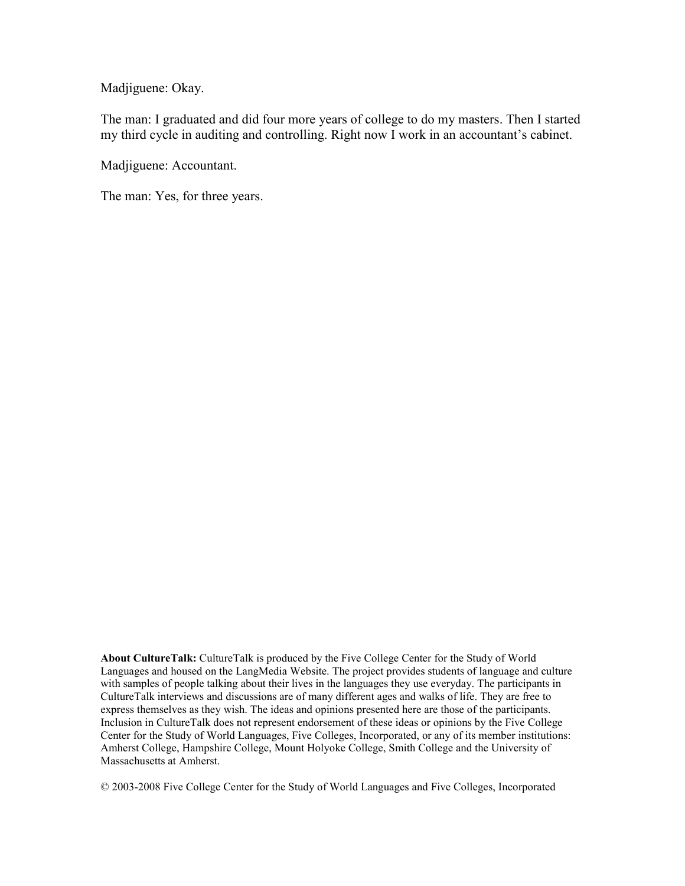Madjiguene: Okay.

The man: I graduated and did four more years of college to do my masters. Then I started my third cycle in auditing and controlling. Right now I work in an accountant's cabinet.

Madjiguene: Accountant.

The man: Yes, for three years.

**About CultureTalk:** CultureTalk is produced by the Five College Center for the Study of World Languages and housed on the LangMedia Website. The project provides students of language and culture with samples of people talking about their lives in the languages they use everyday. The participants in CultureTalk interviews and discussions are of many different ages and walks of life. They are free to express themselves as they wish. The ideas and opinions presented here are those of the participants. Inclusion in CultureTalk does not represent endorsement of these ideas or opinions by the Five College Center for the Study of World Languages, Five Colleges, Incorporated, or any of its member institutions: Amherst College, Hampshire College, Mount Holyoke College, Smith College and the University of Massachusetts at Amherst.

© 2003-2008 Five College Center for the Study of World Languages and Five Colleges, Incorporated